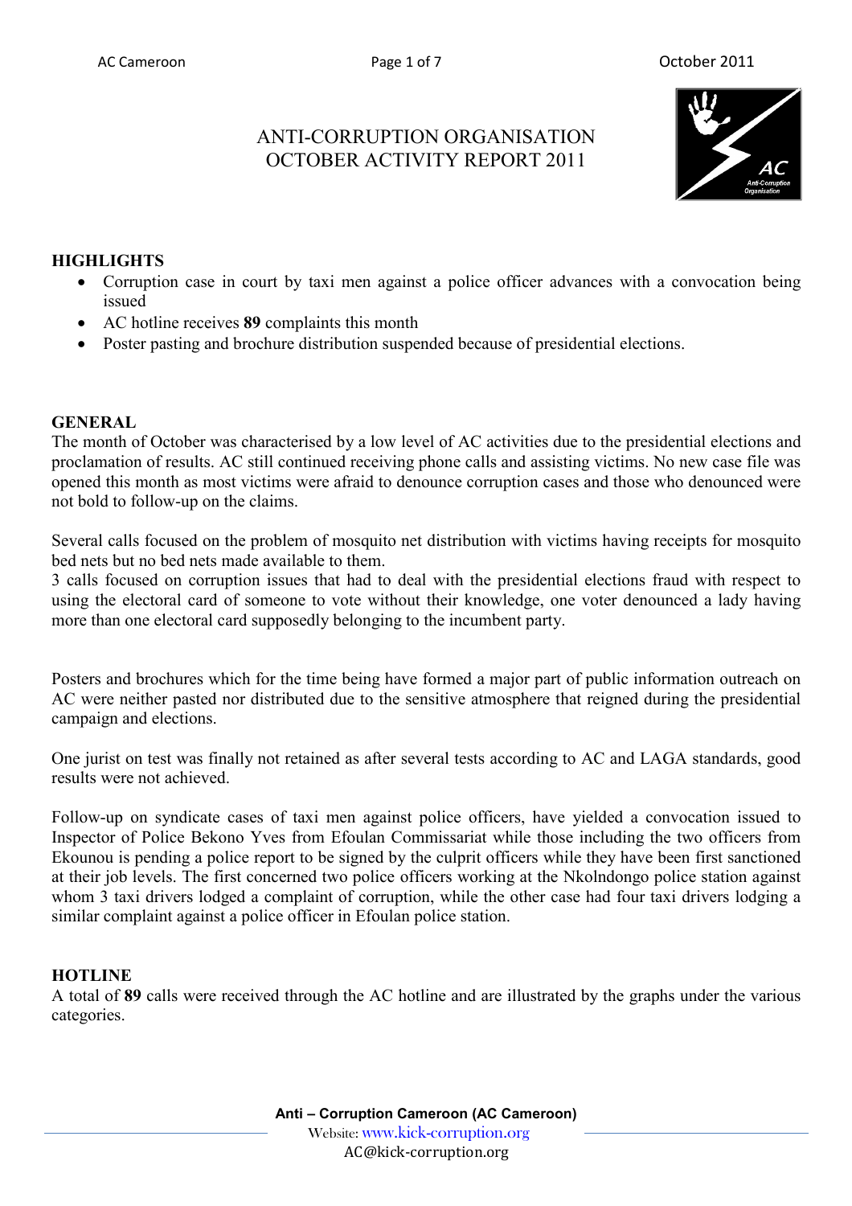# ANTI-CORRUPTION ORGANISATION
# OCTOBER ACTIVITY REPORT 2011

## HIGHLIGHTS

- Corruption case in court by taxi men against a police officer advances with a convocation being issued
- AC hotline receives **89** complaints this month
- Poster pasting and brochure distribution suspended because of presidential elections.

## GENERAL

The month of October was characterised by a low level of AC activities due to the presidential elections and proclamation of results. AC still continued receiving phone calls and assisting victims. No new case file was opened this month as most victims were afraid to denounce corruption cases and those who denounced were not bold to follow-up on the claims.

Several calls focused on the problem of mosquito net distribution with victims having receipts for mosquito bed nets but no bed nets made available to them.
3 calls focused on corruption issues that had to deal with the presidential elections fraud with respect to using the electoral card of someone to vote without their knowledge, one voter denounced a lady having more than one electoral card supposedly belonging to the incumbent party.

Posters and brochures which for the time being have formed a major part of public information outreach on AC were neither pasted nor distributed due to the sensitive atmosphere that reigned during the presidential campaign and elections.

One jurist on test was finally not retained as after several tests according to AC and LAGA standards, good results were not achieved.

Follow-up on syndicate cases of taxi men against police officers, have yielded a convocation issued to Inspector of Police Bekono Yves from Efoulan Commissariat while those including the two officers from Ekounou is pending a police report to be signed by the culprit officers while they have been first sanctioned at their job levels. The first concerned two police officers working at the Nkolndongo police station against whom 3 taxi drivers lodged a complaint of corruption, while the other case had four taxi drivers lodging a similar complaint against a police officer in Efoulan police station.

## HOTLINE

A total of **89** calls were received through the AC hotline and are illustrated by the graphs under the various categories.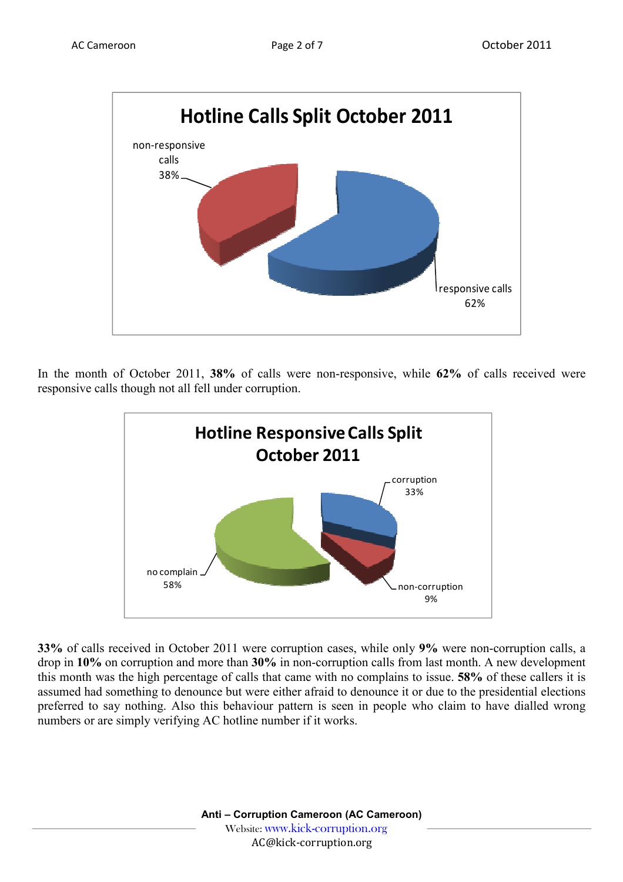**Hotline Calls Split October 2011**

non-responsive calls 38%

responsive calls 62%

In the month of October 2011, **38%** of calls were non-responsive, while **62%** of calls received were responsive calls though not all fell under corruption.

**Hotline Responsive Calls Split October 2011**

corruption 33%

non-corruption 9%

no complain 58%

**33%** of calls received in October 2011 were corruption cases, while only **9%** were non-corruption calls, a drop in **10%** on corruption and more than **30%** in non-corruption calls from last month. A new development this month was the high percentage of calls that came with no complains to issue. **58%** of these callers it is assumed had something to denounce but were either afraid to denounce it or due to the presidential elections preferred to say nothing. Also this behaviour pattern is seen in people who claim to have dialled wrong numbers or are simply verifying AC hotline number if it works.

**Anti – Corruption Cameroon (AC Cameroon)**
Website: www.kick-corruption.org
AC@kick-corruption.org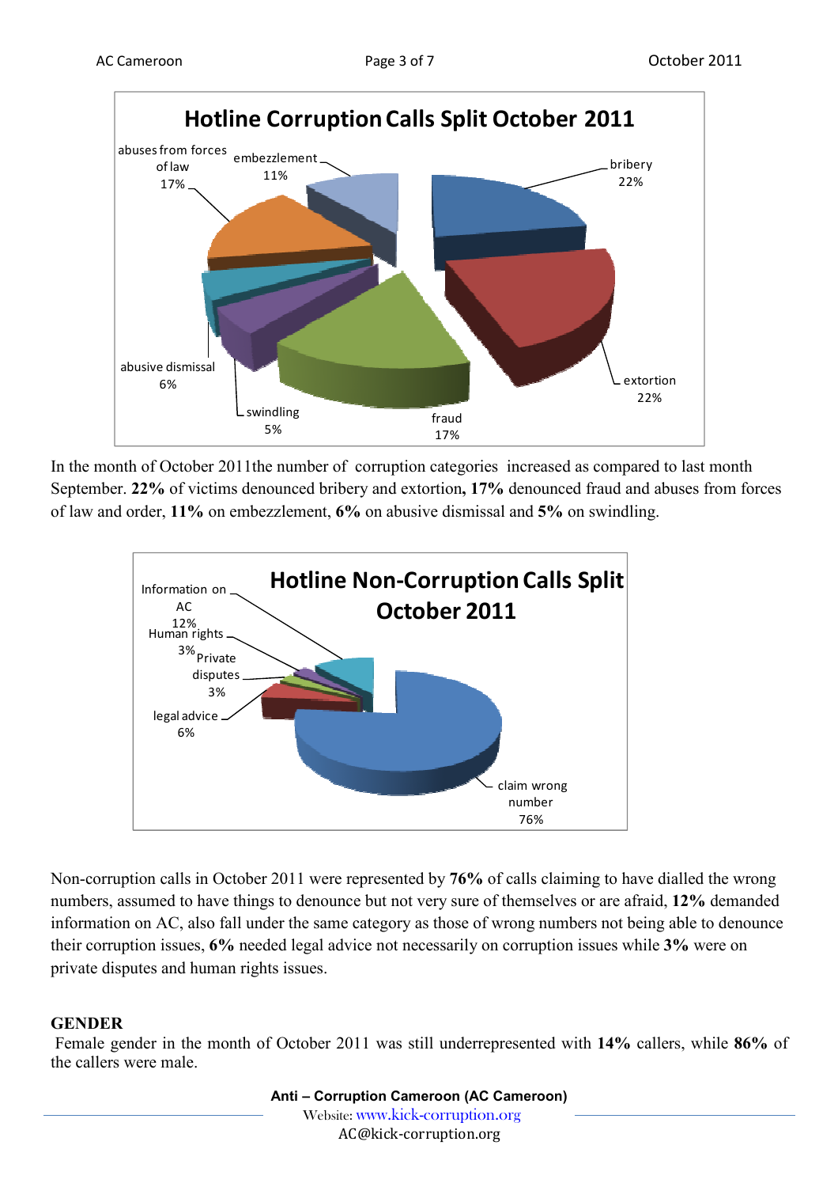**Hotline Corruption Calls Split October 2011**

- bribery 22%
- extortion 22%
- fraud 17%
- swindling 5%
- abusive dismissal 6%
- abuses from forces of law 17%
- embezzlement 11%

In the month of October 2011the number of corruption categories increased as compared to last month September. **22%** of victims denounced bribery and extortion**, 17%** denounced fraud and abuses from forces of law and order, **11%** on embezzlement, **6%** on abusive dismissal and **5%** on swindling.

**Hotline Non-Corruption Calls Split October 2011**

- claim wrong number 76%
- legal advice 6%
- Private disputes 3%
- Human rights 3%
- Information on AC 12%

Non-corruption calls in October 2011 were represented by **76%** of calls claiming to have dialled the wrong numbers, assumed to have things to denounce but not very sure of themselves or are afraid, **12%** demanded information on AC, also fall under the same category as those of wrong numbers not being able to denounce their corruption issues, **6%** needed legal advice not necessarily on corruption issues while **3%** were on private disputes and human rights issues.

## GENDER

Female gender in the month of October 2011 was still underrepresented with **14%** callers, while **86%** of the callers were male.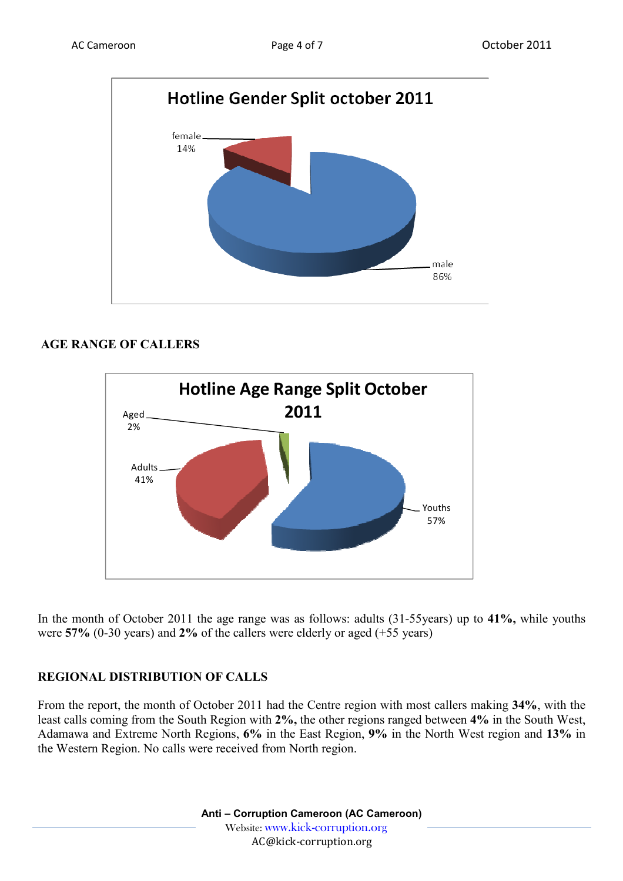Hotline Gender Split october 2011

female 14%

male 86%

## AGE RANGE OF CALLERS

Hotline Age Range Split October 2011

Aged 2%

Adults 41%

Youths 57%

In the month of October 2011 the age range was as follows: adults (31-55years) up to **41%,** while youths were **57%** (0-30 years) and **2%** of the callers were elderly or aged (+55 years)

## REGIONAL DISTRIBUTION OF CALLS

From the report, the month of October 2011 had the Centre region with most callers making **34%**, with the least calls coming from the South Region with **2%,** the other regions ranged between **4%** in the South West, Adamawa and Extreme North Regions, **6%** in the East Region, **9%** in the North West region and **13%** in the Western Region. No calls were received from North region.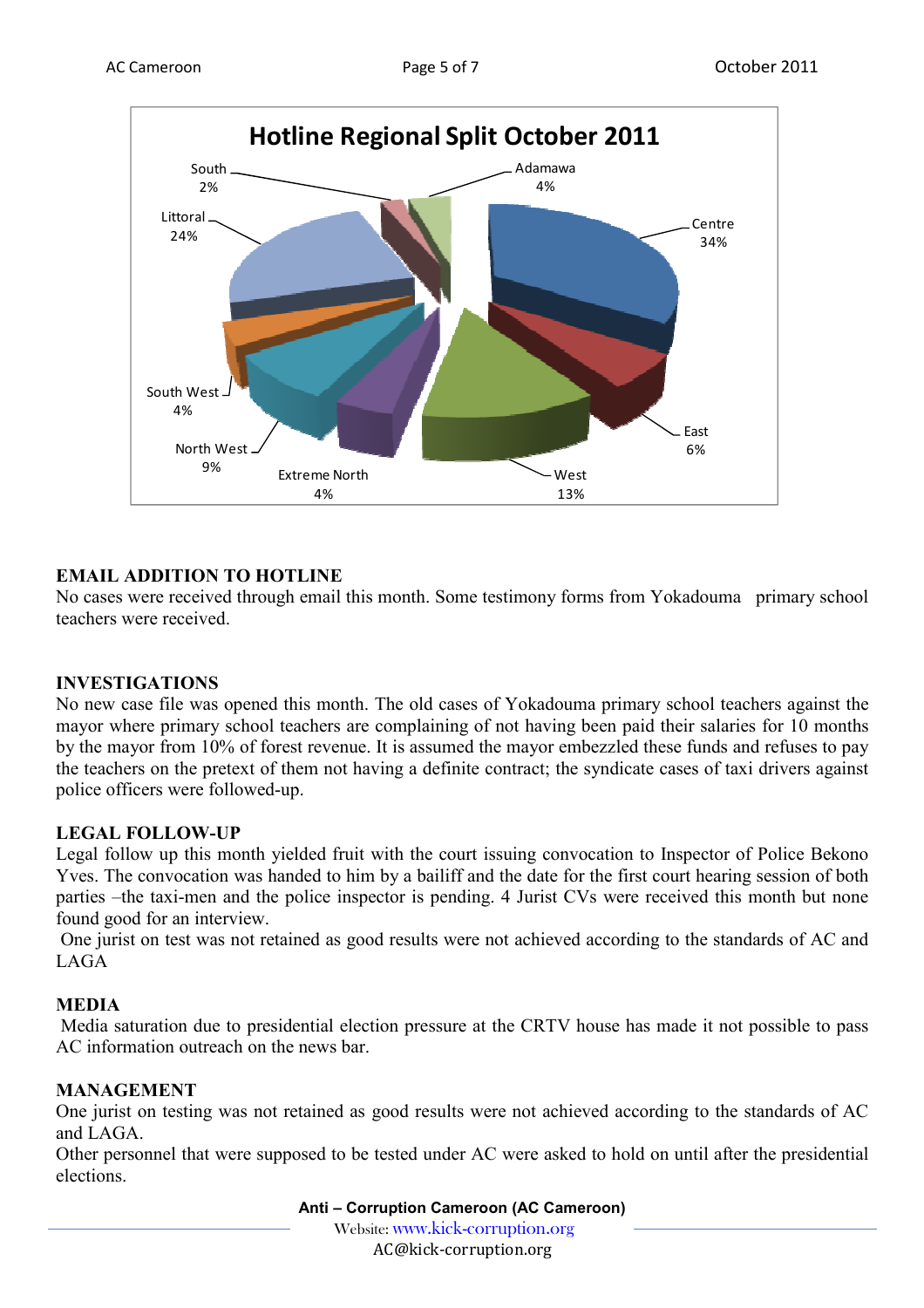**Hotline Regional Split October 2011**

| Region | Share |
|---|---|
| Centre | 34% |
| East | 6% |
| West | 13% |
| Extreme North | 4% |
| North West | 9% |
| South West | 4% |
| Littoral | 24% |
| South | 2% |
| Adamawa | 4% |

## EMAIL ADDITION TO HOTLINE

No cases were received through email this month. Some testimony forms from Yokadouma primary school teachers were received.

## INVESTIGATIONS

No new case file was opened this month. The old cases of Yokadouma primary school teachers against the mayor where primary school teachers are complaining of not having been paid their salaries for 10 months by the mayor from 10% of forest revenue. It is assumed the mayor embezzled these funds and refuses to pay the teachers on the pretext of them not having a definite contract; the syndicate cases of taxi drivers against police officers were followed-up.

## LEGAL FOLLOW-UP

Legal follow up this month yielded fruit with the court issuing convocation to Inspector of Police Bekono Yves. The convocation was handed to him by a bailiff and the date for the first court hearing session of both parties –the taxi-men and the police inspector is pending. 4 Jurist CVs were received this month but none found good for an interview.

One jurist on test was not retained as good results were not achieved according to the standards of AC and LAGA

## MEDIA

Media saturation due to presidential election pressure at the CRTV house has made it not possible to pass AC information outreach on the news bar.

## MANAGEMENT

One jurist on testing was not retained as good results were not achieved according to the standards of AC and LAGA.

Other personnel that were supposed to be tested under AC were asked to hold on until after the presidential elections.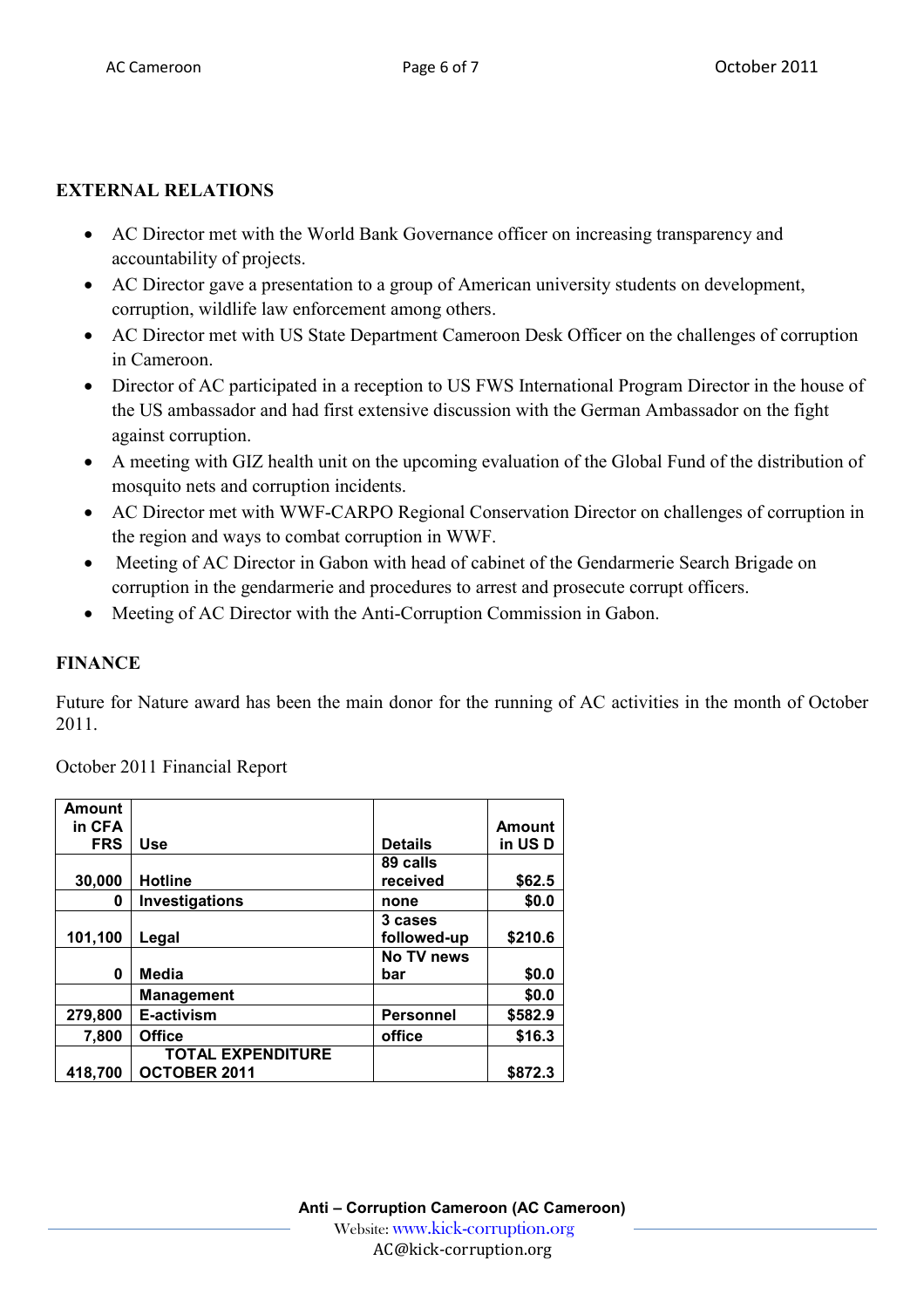## EXTERNAL RELATIONS

- AC Director met with the World Bank Governance officer on increasing transparency and accountability of projects.
- AC Director gave a presentation to a group of American university students on development, corruption, wildlife law enforcement among others.
- AC Director met with US State Department Cameroon Desk Officer on the challenges of corruption in Cameroon.
- Director of AC participated in a reception to US FWS International Program Director in the house of the US ambassador and had first extensive discussion with the German Ambassador on the fight against corruption.
- A meeting with GIZ health unit on the upcoming evaluation of the Global Fund of the distribution of mosquito nets and corruption incidents.
- AC Director met with WWF-CARPO Regional Conservation Director on challenges of corruption in the region and ways to combat corruption in WWF.
- Meeting of AC Director in Gabon with head of cabinet of the Gendarmerie Search Brigade on corruption in the gendarmerie and procedures to arrest and prosecute corrupt officers.
- Meeting of AC Director with the Anti-Corruption Commission in Gabon.

## FINANCE

Future for Nature award has been the main donor for the running of AC activities in the month of October 2011.

October 2011 Financial Report

| Amount in CFA FRS | Use | Details | Amount in US D |
|---|---|---|---|
| 30,000 | Hotline | 89 calls received | $62.5 |
| 0 | Investigations | none | $0.0 |
| 101,100 | Legal | 3 cases followed-up | $210.6 |
| 0 | Media | No TV news bar | $0.0 |
| | Management | | $0.0 |
| 279,800 | E-activism | Personnel | $582.9 |
| 7,800 | Office | office | $16.3 |
| 418,700 | TOTAL EXPENDITURE OCTOBER 2011 | | $872.3 |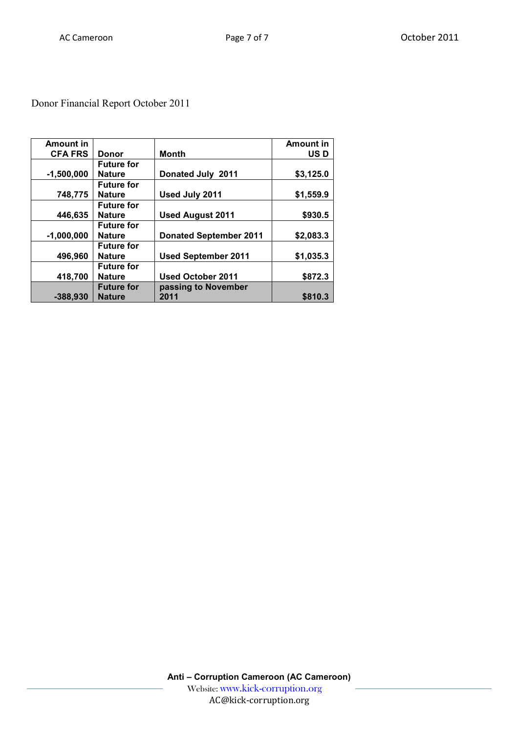Donor Financial Report October 2011

| Amount in CFA FRS | Donor | Month | Amount in US D |
|---|---|---|---|
| -1,500,000 | Future for Nature | Donated July 2011 | $3,125.0 |
| 748,775 | Future for Nature | Used July 2011 | $1,559.9 |
| 446,635 | Future for Nature | Used August 2011 | $930.5 |
| -1,000,000 | Future for Nature | Donated September 2011 | $2,083.3 |
| 496,960 | Future for Nature | Used September 2011 | $1,035.3 |
| 418,700 | Future for Nature | Used October 2011 | $872.3 |
| -388,930 | Future for Nature | passing to November 2011 | $810.3 |

**Anti – Corruption Cameroon (AC Cameroon)**
Website: www.kick-corruption.org
AC@kick-corruption.org